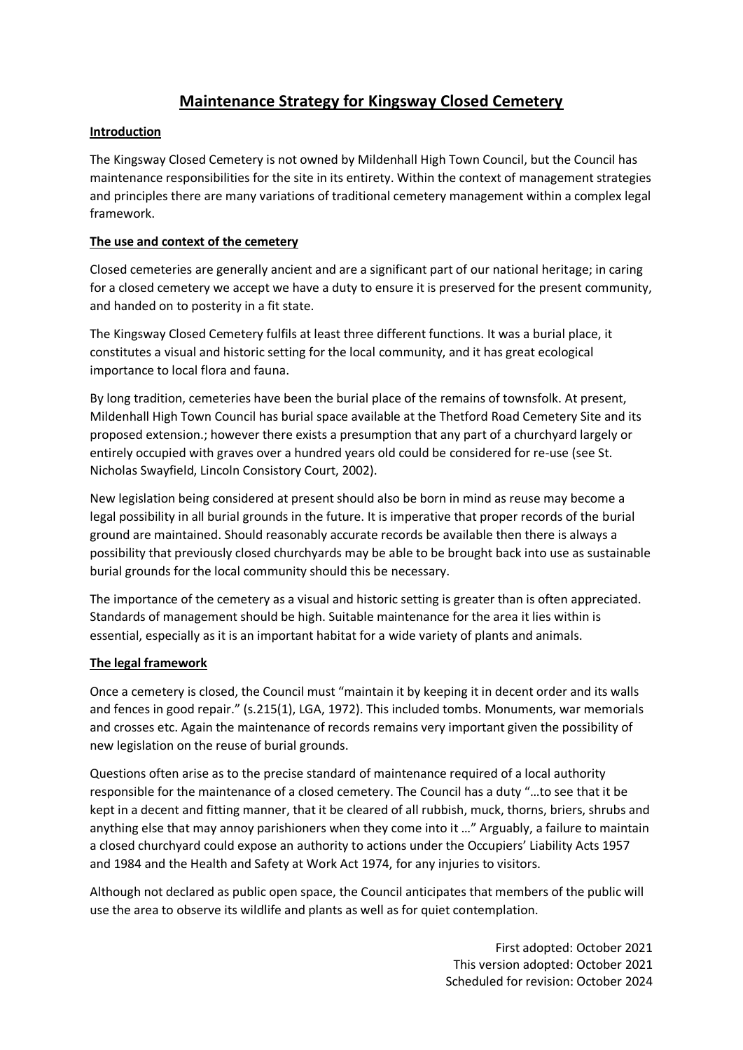# Maintenance Strategy for Kingsway Closed Cemetery

## Introduction

The Kingsway Closed Cemetery is not owned by Mildenhall High Town Council, but the Council has maintenance responsibilities for the site in its entirety. Within the context of management strategies and principles there are many variations of traditional cemetery management within a complex legal framework.

## The use and context of the cemetery

Closed cemeteries are generally ancient and are a significant part of our national heritage; in caring for a closed cemetery we accept we have a duty to ensure it is preserved for the present community, and handed on to posterity in a fit state.

The Kingsway Closed Cemetery fulfils at least three different functions. It was a burial place, it constitutes a visual and historic setting for the local community, and it has great ecological importance to local flora and fauna.

By long tradition, cemeteries have been the burial place of the remains of townsfolk. At present, Mildenhall High Town Council has burial space available at the Thetford Road Cemetery Site and its proposed extension.; however there exists a presumption that any part of a churchyard largely or entirely occupied with graves over a hundred years old could be considered for re-use (see St. Nicholas Swayfield, Lincoln Consistory Court, 2002).

New legislation being considered at present should also be born in mind as reuse may become a legal possibility in all burial grounds in the future. It is imperative that proper records of the burial ground are maintained. Should reasonably accurate records be available then there is always a possibility that previously closed churchyards may be able to be brought back into use as sustainable burial grounds for the local community should this be necessary.

The importance of the cemetery as a visual and historic setting is greater than is often appreciated. Standards of management should be high. Suitable maintenance for the area it lies within is essential, especially as it is an important habitat for a wide variety of plants and animals.

## The legal framework

Once a cemetery is closed, the Council must "maintain it by keeping it in decent order and its walls and fences in good repair." (s.215(1), LGA, 1972). This included tombs. Monuments, war memorials and crosses etc. Again the maintenance of records remains very important given the possibility of new legislation on the reuse of burial grounds.

Questions often arise as to the precise standard of maintenance required of a local authority responsible for the maintenance of a closed cemetery. The Council has a duty "…to see that it be kept in a decent and fitting manner, that it be cleared of all rubbish, muck, thorns, briers, shrubs and anything else that may annoy parishioners when they come into it …" Arguably, a failure to maintain a closed churchyard could expose an authority to actions under the Occupiers' Liability Acts 1957 and 1984 and the Health and Safety at Work Act 1974, for any injuries to visitors.

Although not declared as public open space, the Council anticipates that members of the public will use the area to observe its wildlife and plants as well as for quiet contemplation.

First adopted: October 2021
This version adopted: October 2021
Scheduled for revision: October 2024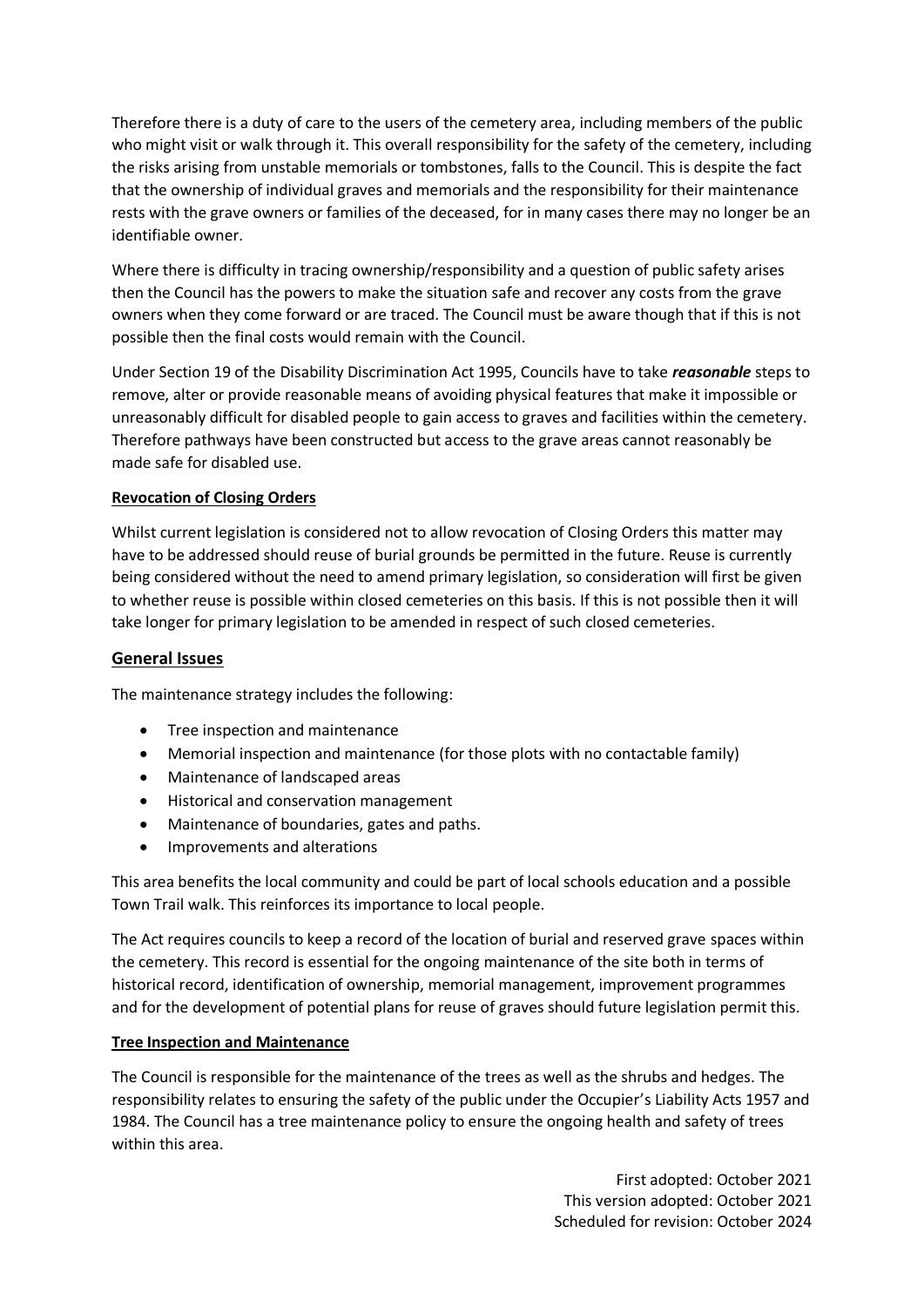Therefore there is a duty of care to the users of the cemetery area, including members of the public who might visit or walk through it. This overall responsibility for the safety of the cemetery, including the risks arising from unstable memorials or tombstones, falls to the Council. This is despite the fact that the ownership of individual graves and memorials and the responsibility for their maintenance rests with the grave owners or families of the deceased, for in many cases there may no longer be an identifiable owner.

Where there is difficulty in tracing ownership/responsibility and a question of public safety arises then the Council has the powers to make the situation safe and recover any costs from the grave owners when they come forward or are traced. The Council must be aware though that if this is not possible then the final costs would remain with the Council.

Under Section 19 of the Disability Discrimination Act 1995, Councils have to take ***reasonable*** steps to remove, alter or provide reasonable means of avoiding physical features that make it impossible or unreasonably difficult for disabled people to gain access to graves and facilities within the cemetery. Therefore pathways have been constructed but access to the grave areas cannot reasonably be made safe for disabled use.

### Revocation of Closing Orders

Whilst current legislation is considered not to allow revocation of Closing Orders this matter may have to be addressed should reuse of burial grounds be permitted in the future. Reuse is currently being considered without the need to amend primary legislation, so consideration will first be given to whether reuse is possible within closed cemeteries on this basis. If this is not possible then it will take longer for primary legislation to be amended in respect of such closed cemeteries.

## General Issues

The maintenance strategy includes the following:

- Tree inspection and maintenance
- Memorial inspection and maintenance (for those plots with no contactable family)
- Maintenance of landscaped areas
- Historical and conservation management
- Maintenance of boundaries, gates and paths.
- Improvements and alterations

This area benefits the local community and could be part of local schools education and a possible Town Trail walk. This reinforces its importance to local people.

The Act requires councils to keep a record of the location of burial and reserved grave spaces within the cemetery. This record is essential for the ongoing maintenance of the site both in terms of historical record, identification of ownership, memorial management, improvement programmes and for the development of potential plans for reuse of graves should future legislation permit this.

### Tree Inspection and Maintenance

The Council is responsible for the maintenance of the trees as well as the shrubs and hedges. The responsibility relates to ensuring the safety of the public under the Occupier's Liability Acts 1957 and 1984. The Council has a tree maintenance policy to ensure the ongoing health and safety of trees within this area.

First adopted: October 2021
This version adopted: October 2021
Scheduled for revision: October 2024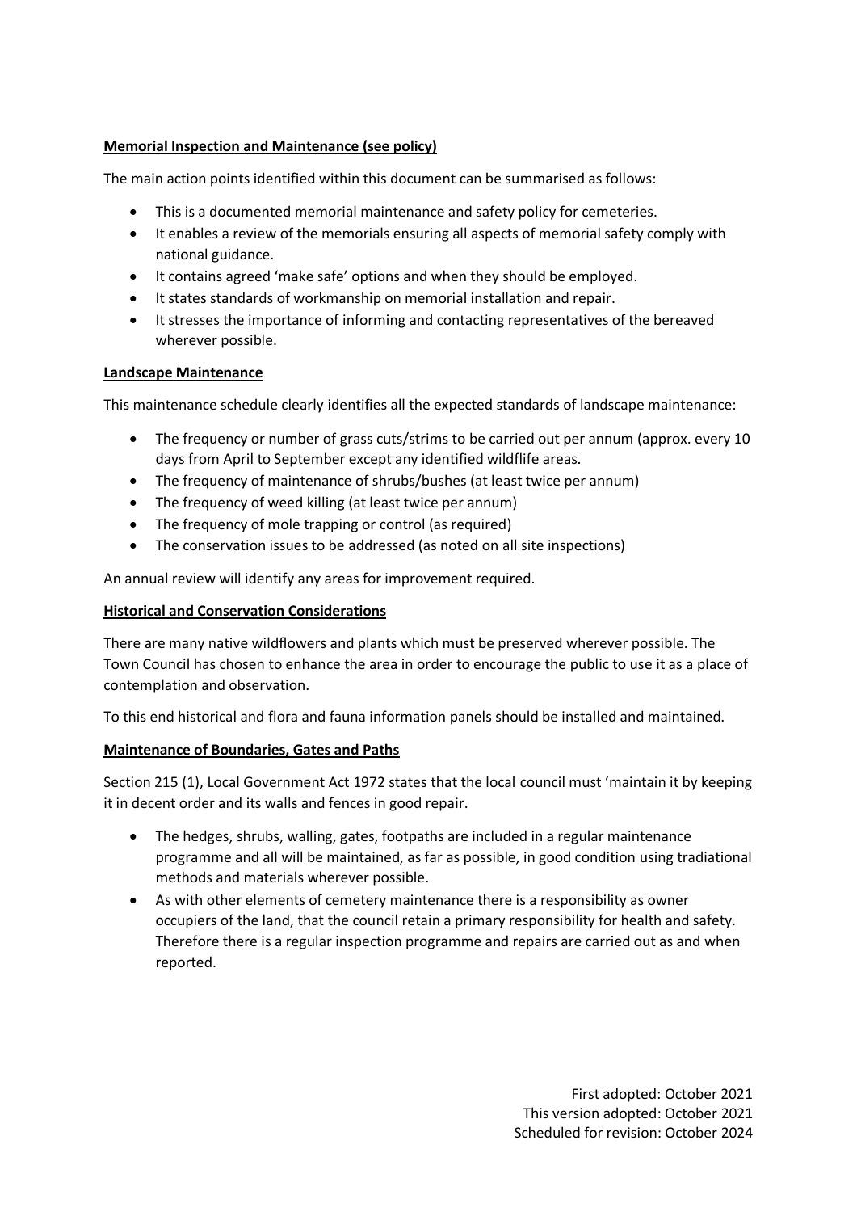**Memorial Inspection and Maintenance (see policy)**

The main action points identified within this document can be summarised as follows:

- This is a documented memorial maintenance and safety policy for cemeteries.
- It enables a review of the memorials ensuring all aspects of memorial safety comply with national guidance.
- It contains agreed 'make safe' options and when they should be employed.
- It states standards of workmanship on memorial installation and repair.
- It stresses the importance of informing and contacting representatives of the bereaved wherever possible.

**Landscape Maintenance**

This maintenance schedule clearly identifies all the expected standards of landscape maintenance:

- The frequency or number of grass cuts/strims to be carried out per annum (approx. every 10 days from April to September except any identified wildflife areas.
- The frequency of maintenance of shrubs/bushes (at least twice per annum)
- The frequency of weed killing (at least twice per annum)
- The frequency of mole trapping or control (as required)
- The conservation issues to be addressed (as noted on all site inspections)

An annual review will identify any areas for improvement required.

**Historical and Conservation Considerations**

There are many native wildflowers and plants which must be preserved wherever possible. The Town Council has chosen to enhance the area in order to encourage the public to use it as a place of contemplation and observation.

To this end historical and flora and fauna information panels should be installed and maintained.

**Maintenance of Boundaries, Gates and Paths**

Section 215 (1), Local Government Act 1972 states that the local council must 'maintain it by keeping it in decent order and its walls and fences in good repair.

- The hedges, shrubs, walling, gates, footpaths are included in a regular maintenance programme and all will be maintained, as far as possible, in good condition using tradiational methods and materials wherever possible.
- As with other elements of cemetery maintenance there is a responsibility as owner occupiers of the land, that the council retain a primary responsibility for health and safety. Therefore there is a regular inspection programme and repairs are carried out as and when reported.

First adopted: October 2021
This version adopted: October 2021
Scheduled for revision: October 2024